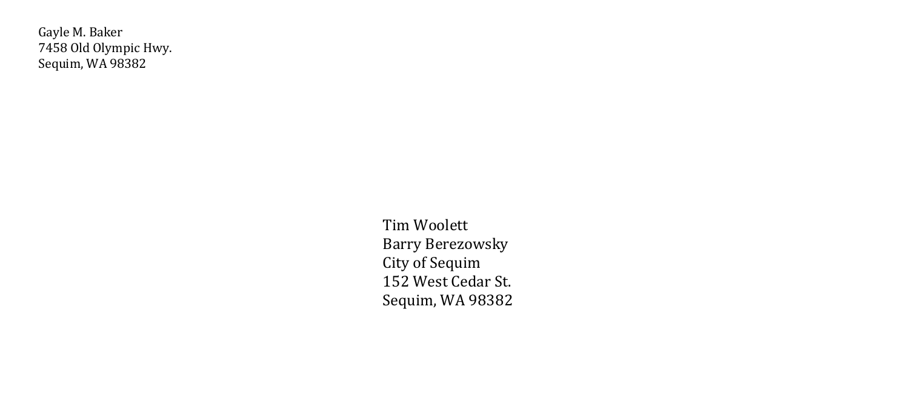Gayle M. Baker
7458 Old Olympic Hwy.
Sequim, WA 98382

Tim Woolett
Barry Berezowsky
City of Sequim
152 West Cedar St.
Sequim, WA 98382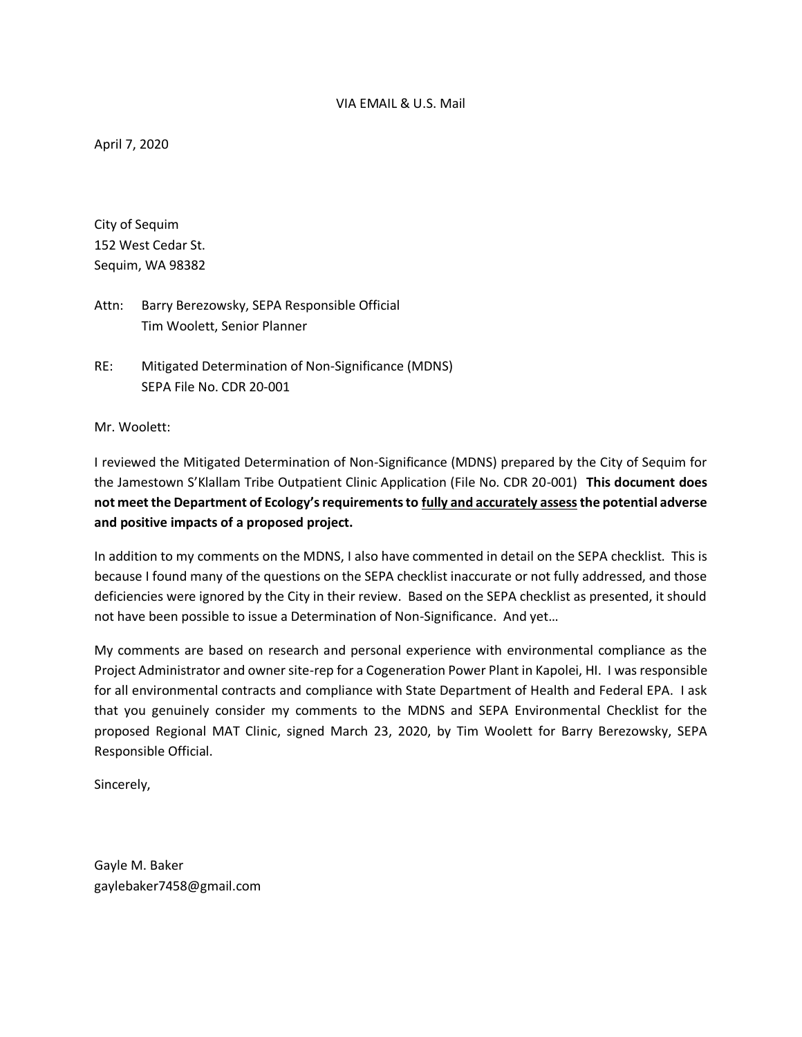VIA EMAIL & U.S. Mail

April 7, 2020

City of Sequim
152 West Cedar St.
Sequim, WA 98382

Attn: Barry Berezowsky, SEPA Responsible Official
Tim Woolett, Senior Planner

RE: Mitigated Determination of Non-Significance (MDNS)
SEPA File No. CDR 20-001

Mr. Woolett:

I reviewed the Mitigated Determination of Non-Significance (MDNS) prepared by the City of Sequim for the Jamestown S'Klallam Tribe Outpatient Clinic Application (File No. CDR 20-001) **This document does not meet the Department of Ecology's requirements to <u>fully and accurately assess</u> the potential adverse and positive impacts of a proposed project.**

In addition to my comments on the MDNS, I also have commented in detail on the SEPA checklist. This is because I found many of the questions on the SEPA checklist inaccurate or not fully addressed, and those deficiencies were ignored by the City in their review. Based on the SEPA checklist as presented, it should not have been possible to issue a Determination of Non-Significance. And yet…

My comments are based on research and personal experience with environmental compliance as the Project Administrator and owner site-rep for a Cogeneration Power Plant in Kapolei, HI. I was responsible for all environmental contracts and compliance with State Department of Health and Federal EPA. I ask that you genuinely consider my comments to the MDNS and SEPA Environmental Checklist for the proposed Regional MAT Clinic, signed March 23, 2020, by Tim Woolett for Barry Berezowsky, SEPA Responsible Official.

Sincerely,

Gayle M. Baker
gaylebaker7458@gmail.com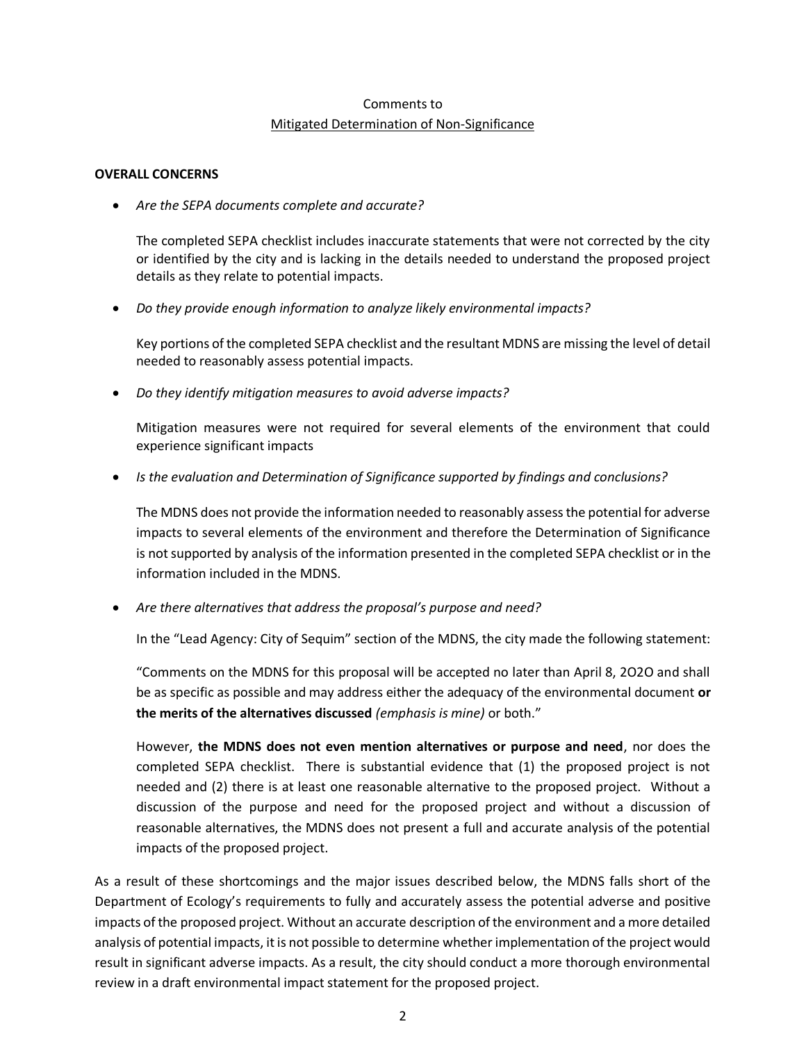Comments to
Mitigated Determination of Non-Significance

**OVERALL CONCERNS**

- *Are the SEPA documents complete and accurate?*

  The completed SEPA checklist includes inaccurate statements that were not corrected by the city or identified by the city and is lacking in the details needed to understand the proposed project details as they relate to potential impacts.

- *Do they provide enough information to analyze likely environmental impacts?*

  Key portions of the completed SEPA checklist and the resultant MDNS are missing the level of detail needed to reasonably assess potential impacts.

- *Do they identify mitigation measures to avoid adverse impacts?*

  Mitigation measures were not required for several elements of the environment that could experience significant impacts

- *Is the evaluation and Determination of Significance supported by findings and conclusions?*

  The MDNS does not provide the information needed to reasonably assess the potential for adverse impacts to several elements of the environment and therefore the Determination of Significance is not supported by analysis of the information presented in the completed SEPA checklist or in the information included in the MDNS.

- *Are there alternatives that address the proposal's purpose and need?*

  In the "Lead Agency: City of Sequim" section of the MDNS, the city made the following statement:

  "Comments on the MDNS for this proposal will be accepted no later than April 8, 2O2O and shall be as specific as possible and may address either the adequacy of the environmental document **or the merits of the alternatives discussed** *(emphasis is mine)* or both."

  However, **the MDNS does not even mention alternatives or purpose and need**, nor does the completed SEPA checklist. There is substantial evidence that (1) the proposed project is not needed and (2) there is at least one reasonable alternative to the proposed project. Without a discussion of the purpose and need for the proposed project and without a discussion of reasonable alternatives, the MDNS does not present a full and accurate analysis of the potential impacts of the proposed project.

As a result of these shortcomings and the major issues described below, the MDNS falls short of the Department of Ecology's requirements to fully and accurately assess the potential adverse and positive impacts of the proposed project. Without an accurate description of the environment and a more detailed analysis of potential impacts, it is not possible to determine whether implementation of the project would result in significant adverse impacts. As a result, the city should conduct a more thorough environmental review in a draft environmental impact statement for the proposed project.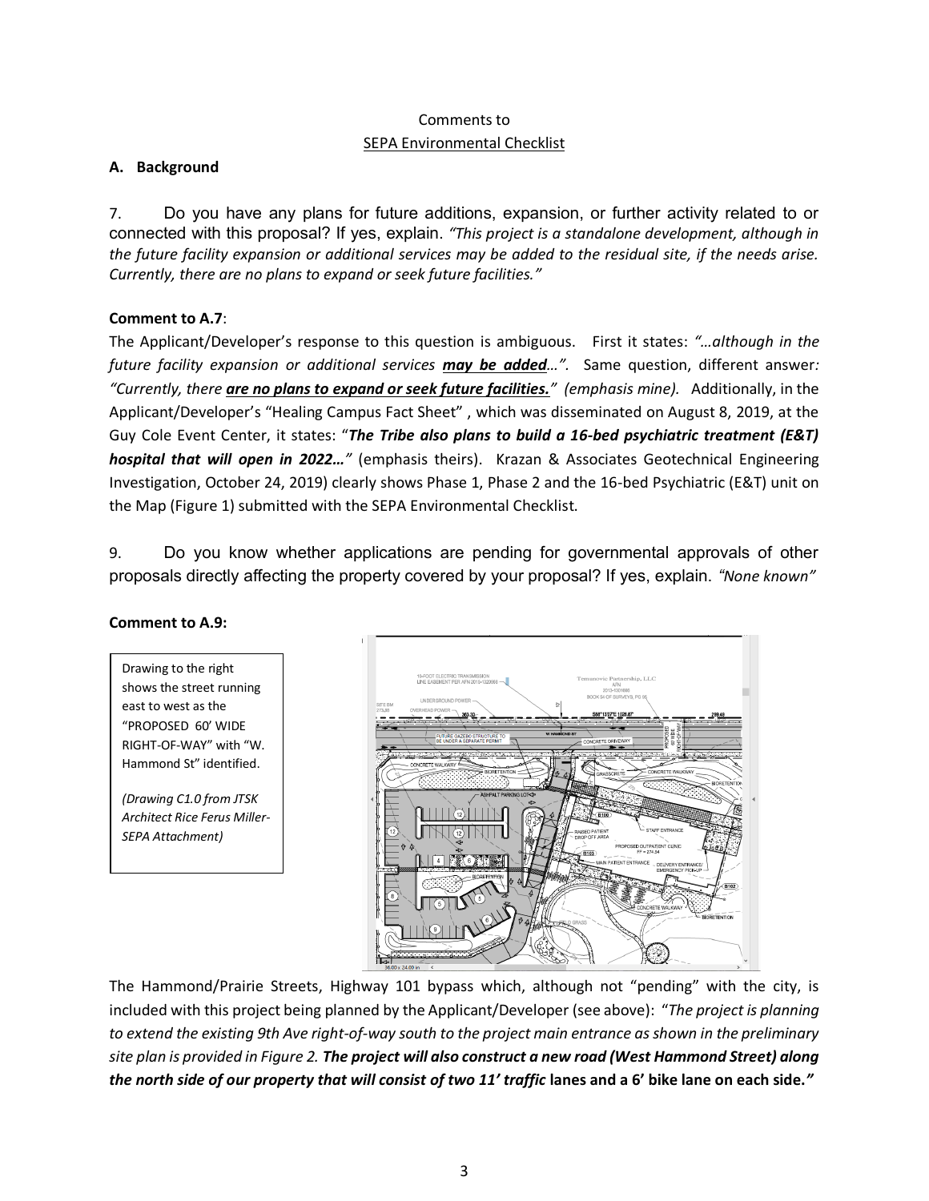Comments to
SEPA Environmental Checklist

**A. Background**

7. Do you have any plans for future additions, expansion, or further activity related to or connected with this proposal? If yes, explain. *"This project is a standalone development, although in the future facility expansion or additional services may be added to the residual site, if the needs arise. Currently, there are no plans to expand or seek future facilities."*

**Comment to A.7**:

The Applicant/Developer's response to this question is ambiguous. First it states: *"…although in the future facility expansion or additional services **may be added**…".* Same question, different answer*: "Currently, there **are no plans to expand or seek future facilities.**" (emphasis mine).* Additionally, in the Applicant/Developer's "Healing Campus Fact Sheet" , which was disseminated on August 8, 2019, at the Guy Cole Event Center, it states: "***The Tribe also plans to build a 16-bed psychiatric treatment (E&T) hospital that will open in 2022…"*** (emphasis theirs). Krazan & Associates Geotechnical Engineering Investigation, October 24, 2019) clearly shows Phase 1, Phase 2 and the 16-bed Psychiatric (E&T) unit on the Map (Figure 1) submitted with the SEPA Environmental Checklist.

9. Do you know whether applications are pending for governmental approvals of other proposals directly affecting the property covered by your proposal? If yes, explain. *"None known"*

**Comment to A.9:**

Drawing to the right shows the street running east to west as the "PROPOSED 60' WIDE RIGHT-OF-WAY" with "W. Hammond St" identified.

*(Drawing C1.0 from JTSK Architect Rice Ferus Miller-SEPA Attachment)*

The Hammond/Prairie Streets, Highway 101 bypass which, although not "pending" with the city, is included with this project being planned by the Applicant/Developer (see above): "*The project is planning to extend the existing 9th Ave right-of-way south to the project main entrance as shown in the preliminary site plan is provided in Figure 2.* ***The project will also construct a new road (West Hammond Street) along the north side of our property that will consist of two 11' traffic* lanes and a 6' bike lane on each side."**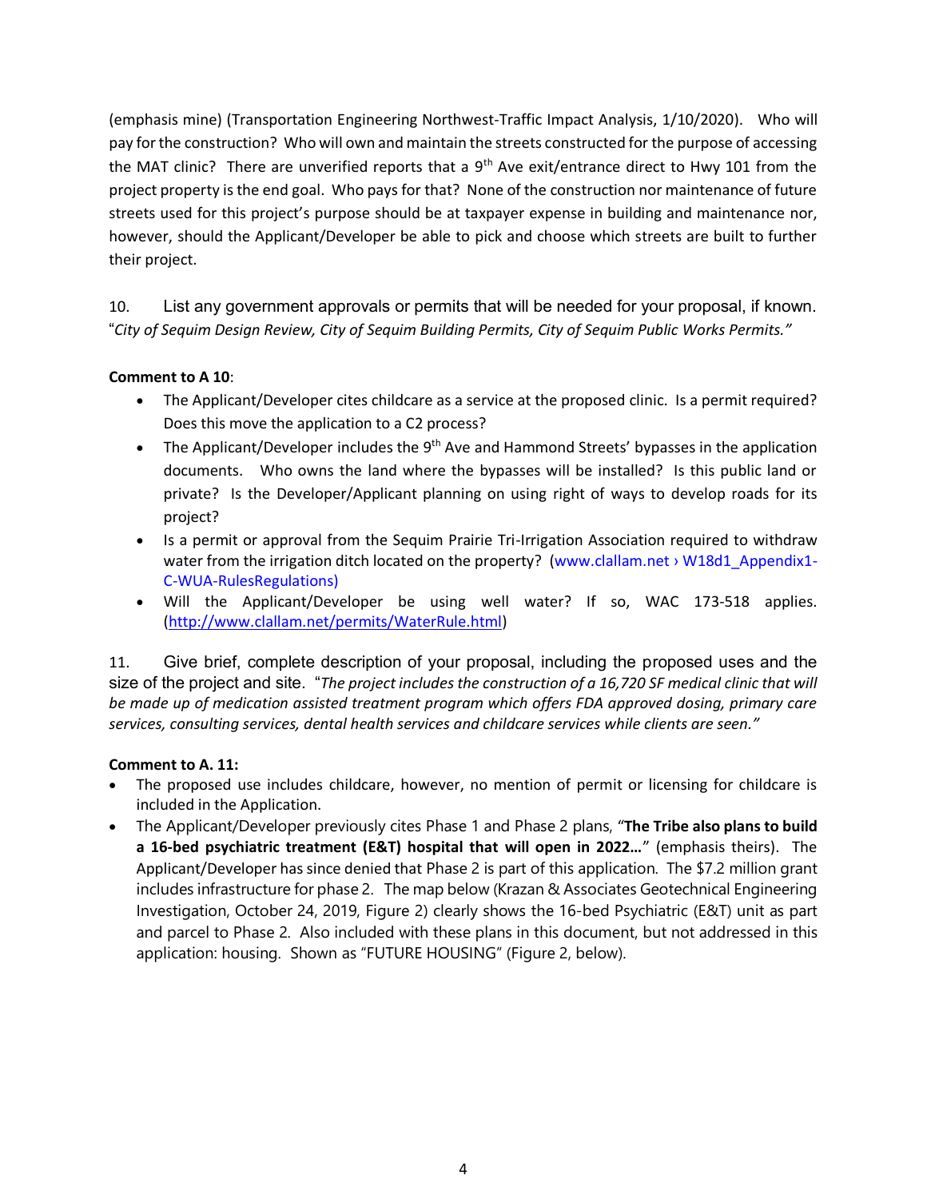(emphasis mine) (Transportation Engineering Northwest-Traffic Impact Analysis, 1/10/2020). Who will pay for the construction? Who will own and maintain the streets constructed for the purpose of accessing the MAT clinic? There are unverified reports that a 9th Ave exit/entrance direct to Hwy 101 from the project property is the end goal. Who pays for that? None of the construction nor maintenance of future streets used for this project's purpose should be at taxpayer expense in building and maintenance nor, however, should the Applicant/Developer be able to pick and choose which streets are built to further their project.

10. List any government approvals or permits that will be needed for your proposal, if known. "*City of Sequim Design Review, City of Sequim Building Permits, City of Sequim Public Works Permits."*

**Comment to A 10**:

- The Applicant/Developer cites childcare as a service at the proposed clinic. Is a permit required? Does this move the application to a C2 process?
- The Applicant/Developer includes the 9th Ave and Hammond Streets' bypasses in the application documents. Who owns the land where the bypasses will be installed? Is this public land or private? Is the Developer/Applicant planning on using right of ways to develop roads for its project?
- Is a permit or approval from the Sequim Prairie Tri-Irrigation Association required to withdraw water from the irrigation ditch located on the property? (www.clallam.net › W18d1_Appendix1-C-WUA-RulesRegulations)
- Will the Applicant/Developer be using well water? If so, WAC 173-518 applies. (http://www.clallam.net/permits/WaterRule.html)

11. Give brief, complete description of your proposal, including the proposed uses and the size of the project and site. "*The project includes the construction of a 16,720 SF medical clinic that will be made up of medication assisted treatment program which offers FDA approved dosing, primary care services, consulting services, dental health services and childcare services while clients are seen."*

**Comment to A. 11:**

- The proposed use includes childcare, however, no mention of permit or licensing for childcare is included in the Application.
- The Applicant/Developer previously cites Phase 1 and Phase 2 plans, "**The Tribe also plans to build a 16-bed psychiatric treatment (E&T) hospital that will open in 2022…**" (emphasis theirs). The Applicant/Developer has since denied that Phase 2 is part of this application. The $7.2 million grant includes infrastructure for phase 2. The map below (Krazan & Associates Geotechnical Engineering Investigation, October 24, 2019, Figure 2) clearly shows the 16-bed Psychiatric (E&T) unit as part and parcel to Phase 2. Also included with these plans in this document, but not addressed in this application: housing. Shown as "FUTURE HOUSING" (Figure 2, below).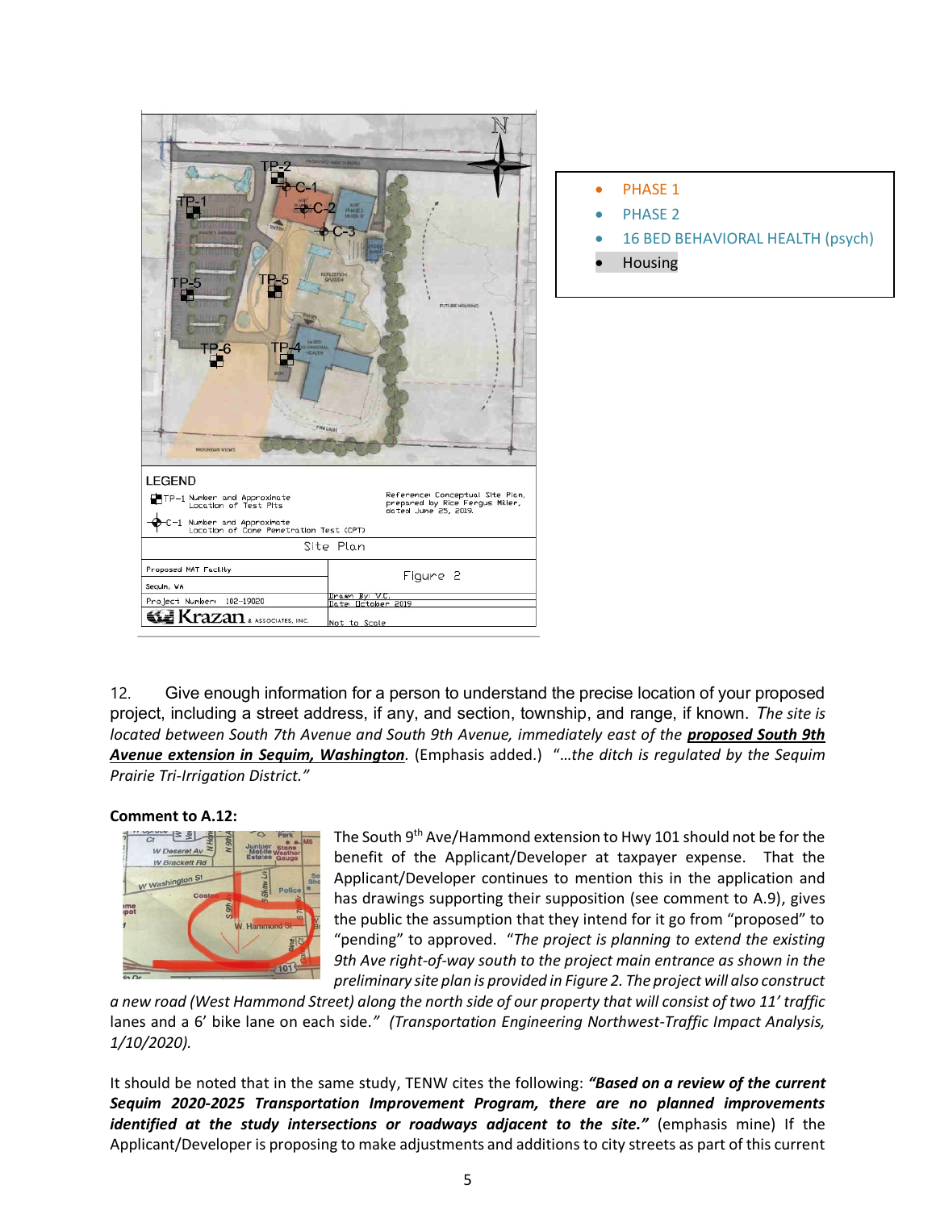- PHASE 1
- PHASE 2
- 16 BED BEHAVIORAL HEALTH (psych)
- Housing

12. Give enough information for a person to understand the precise location of your proposed project, including a street address, if any, and section, township, and range, if known. *The site is located between South 7th Avenue and South 9th Avenue, immediately east of the* ***proposed South 9th Avenue extension in Sequim, Washington***. (Emphasis added.) "*…the ditch is regulated by the Sequim Prairie Tri-Irrigation District.*"

**Comment to A.12:**

The South 9th Ave/Hammond extension to Hwy 101 should not be for the benefit of the Applicant/Developer at taxpayer expense. That the Applicant/Developer continues to mention this in the application and has drawings supporting their supposition (see comment to A.9), gives the public the assumption that they intend for it go from "proposed" to "pending" to approved. "*The project is planning to extend the existing 9th Ave right-of-way south to the project main entrance as shown in the preliminary site plan is provided in Figure 2. The project will also construct a new road (West Hammond Street) along the north side of our property that will consist of two 11' traffic* lanes and a 6' bike lane on each side." *(Transportation Engineering Northwest-Traffic Impact Analysis, 1/10/2020).*

It should be noted that in the same study, TENW cites the following: ***"Based on a review of the current Sequim 2020-2025 Transportation Improvement Program, there are no planned improvements identified at the study intersections or roadways adjacent to the site."*** (emphasis mine) If the Applicant/Developer is proposing to make adjustments and additions to city streets as part of this current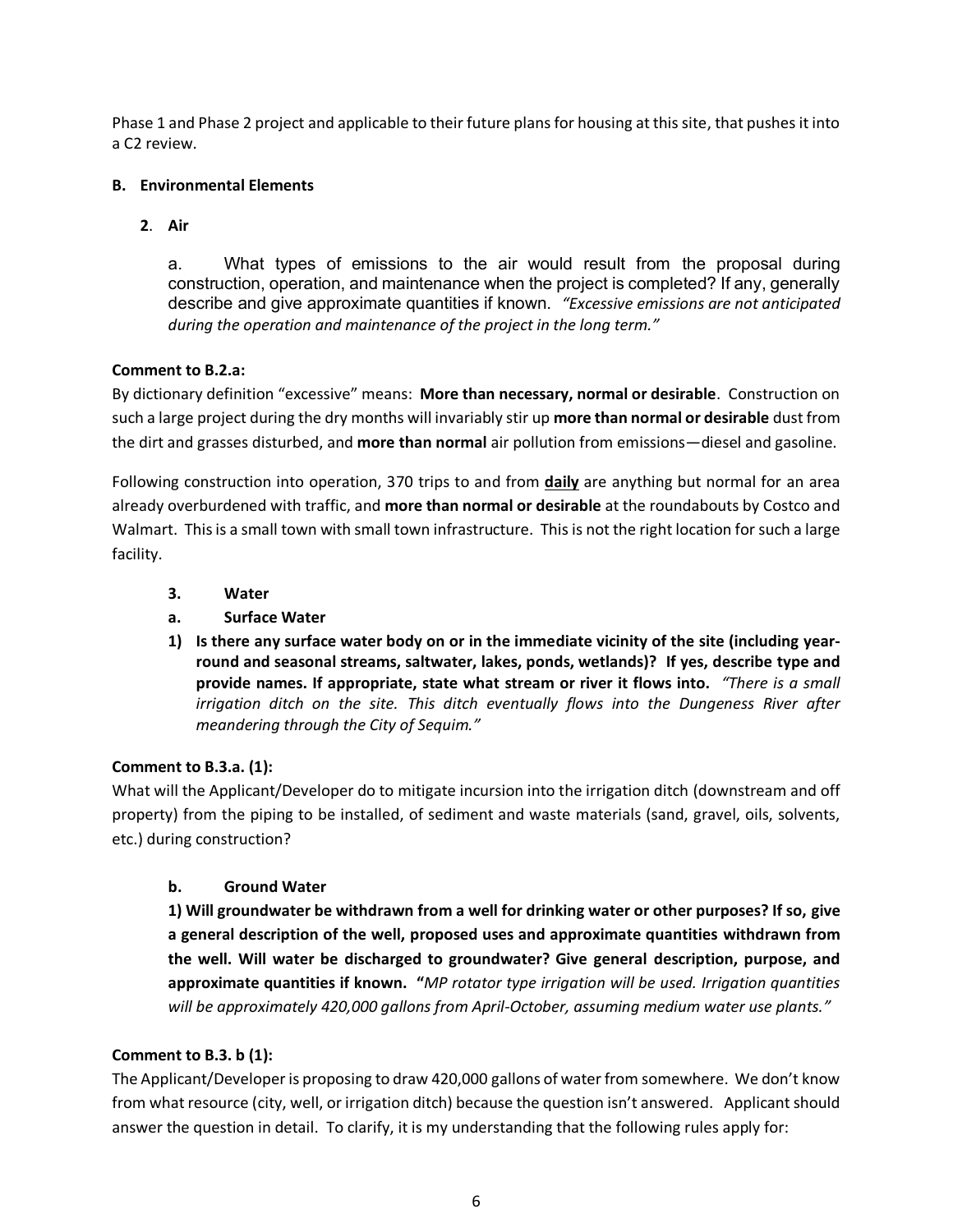Phase 1 and Phase 2 project and applicable to their future plans for housing at this site, that pushes it into a C2 review.

**B. Environmental Elements**

**2. Air**

a. What types of emissions to the air would result from the proposal during construction, operation, and maintenance when the project is completed? If any, generally describe and give approximate quantities if known. *"Excessive emissions are not anticipated during the operation and maintenance of the project in the long term."*

**Comment to B.2.a:**

By dictionary definition "excessive" means: **More than necessary, normal or desirable**. Construction on such a large project during the dry months will invariably stir up **more than normal or desirable** dust from the dirt and grasses disturbed, and **more than normal** air pollution from emissions—diesel and gasoline.

Following construction into operation, 370 trips to and from **daily** are anything but normal for an area already overburdened with traffic, and **more than normal or desirable** at the roundabouts by Costco and Walmart. This is a small town with small town infrastructure. This is not the right location for such a large facility.

**3. Water**

**a. Surface Water**

**1) Is there any surface water body on or in the immediate vicinity of the site (including year-round and seasonal streams, saltwater, lakes, ponds, wetlands)? If yes, describe type and provide names. If appropriate, state what stream or river it flows into.** *"There is a small irrigation ditch on the site. This ditch eventually flows into the Dungeness River after meandering through the City of Sequim."*

**Comment to B.3.a. (1):**

What will the Applicant/Developer do to mitigate incursion into the irrigation ditch (downstream and off property) from the piping to be installed, of sediment and waste materials (sand, gravel, oils, solvents, etc.) during construction?

**b. Ground Water**

**1) Will groundwater be withdrawn from a well for drinking water or other purposes? If so, give a general description of the well, proposed uses and approximate quantities withdrawn from the well. Will water be discharged to groundwater? Give general description, purpose, and approximate quantities if known. "***MP rotator type irrigation will be used. Irrigation quantities will be approximately 420,000 gallons from April-October, assuming medium water use plants."*

**Comment to B.3. b (1):**

The Applicant/Developer is proposing to draw 420,000 gallons of water from somewhere. We don't know from what resource (city, well, or irrigation ditch) because the question isn't answered. Applicant should answer the question in detail. To clarify, it is my understanding that the following rules apply for: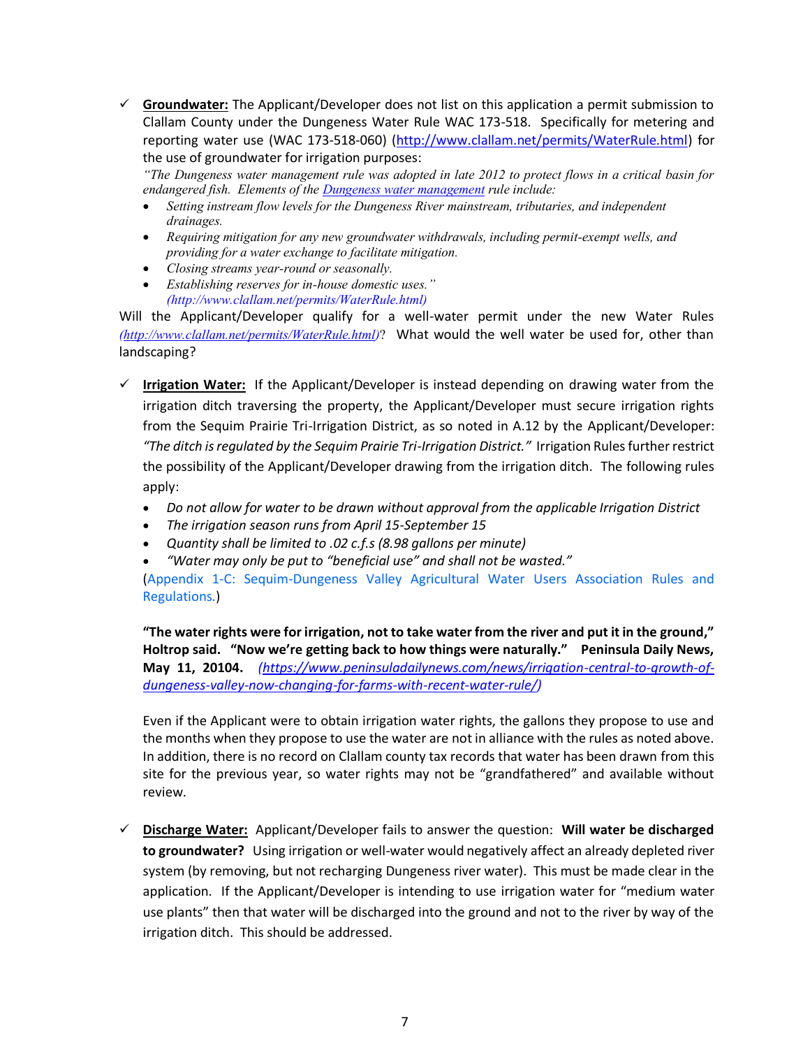- ✓ **Groundwater:** The Applicant/Developer does not list on this application a permit submission to Clallam County under the Dungeness Water Rule WAC 173-518. Specifically for metering and reporting water use (WAC 173-518-060) (http://www.clallam.net/permits/WaterRule.html) for the use of groundwater for irrigation purposes:

  *"The Dungeness water management rule was adopted in late 2012 to protect flows in a critical basin for endangered fish. Elements of the [Dungeness water management](http://www.clallam.net/permits/WaterRule.html) rule include:*

  - *Setting instream flow levels for the Dungeness River mainstream, tributaries, and independent drainages.*
  - *Requiring mitigation for any new groundwater withdrawals, including permit-exempt wells, and providing for a water exchange to facilitate mitigation.*
  - *Closing streams year-round or seasonally.*
  - *Establishing reserves for in-house domestic uses." (http://www.clallam.net/permits/WaterRule.html)*

Will the Applicant/Developer qualify for a well-water permit under the new Water Rules *(http://www.clallam.net/permits/WaterRule.html)*? What would the well water be used for, other than landscaping?

- ✓ **Irrigation Water:** If the Applicant/Developer is instead depending on drawing water from the irrigation ditch traversing the property, the Applicant/Developer must secure irrigation rights from the Sequim Prairie Tri-Irrigation District, as so noted in A.12 by the Applicant/Developer: *"The ditch is regulated by the Sequim Prairie Tri-Irrigation District."* Irrigation Rules further restrict the possibility of the Applicant/Developer drawing from the irrigation ditch. The following rules apply:

  - *Do not allow for water to be drawn without approval from the applicable Irrigation District*
  - *The irrigation season runs from April 15-September 15*
  - *Quantity shall be limited to .02 c.f.s (8.98 gallons per minute)*
  - *"Water may only be put to "beneficial use" and shall not be wasted."*

  (Appendix 1-C: Sequim-Dungeness Valley Agricultural Water Users Association Rules and Regulations.)

  **"The water rights were for irrigation, not to take water from the river and put it in the ground," Holtrop said. "Now we're getting back to how things were naturally." Peninsula Daily News, May 11, 20104.** *(https://www.peninsuladailynews.com/news/irrigation-central-to-growth-of-dungeness-valley-now-changing-for-farms-with-recent-water-rule/)*

  Even if the Applicant were to obtain irrigation water rights, the gallons they propose to use and the months when they propose to use the water are not in alliance with the rules as noted above. In addition, there is no record on Clallam county tax records that water has been drawn from this site for the previous year, so water rights may not be "grandfathered" and available without review.

- ✓ **Discharge Water:** Applicant/Developer fails to answer the question: **Will water be discharged to groundwater?** Using irrigation or well-water would negatively affect an already depleted river system (by removing, but not recharging Dungeness river water). This must be made clear in the application. If the Applicant/Developer is intending to use irrigation water for "medium water use plants" then that water will be discharged into the ground and not to the river by way of the irrigation ditch. This should be addressed.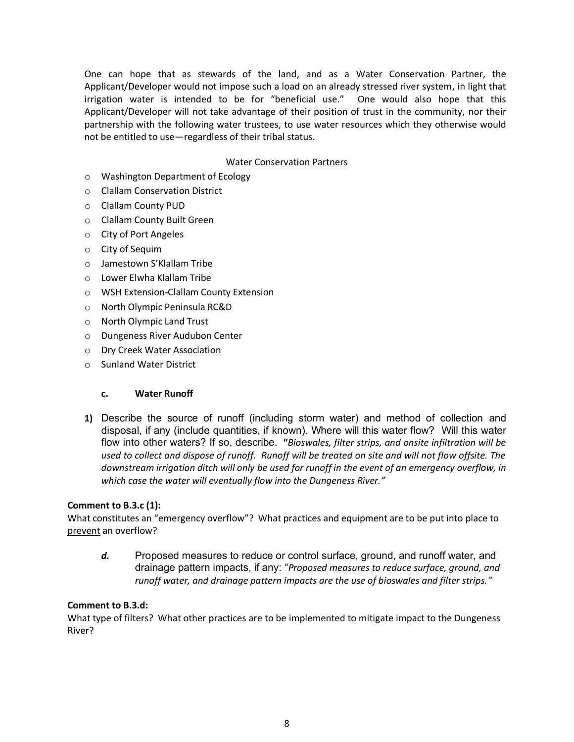One can hope that as stewards of the land, and as a Water Conservation Partner, the Applicant/Developer would not impose such a load on an already stressed river system, in light that irrigation water is intended to be for "beneficial use." One would also hope that this Applicant/Developer will not take advantage of their position of trust in the community, nor their partnership with the following water trustees, to use water resources which they otherwise would not be entitled to use—regardless of their tribal status.

<u>Water Conservation Partners</u>

- Washington Department of Ecology
- Clallam Conservation District
- Clallam County PUD
- Clallam County Built Green
- City of Port Angeles
- City of Sequim
- Jamestown S'Klallam Tribe
- Lower Elwha Klallam Tribe
- WSH Extension-Clallam County Extension
- North Olympic Peninsula RC&D
- North Olympic Land Trust
- Dungeness River Audubon Center
- Dry Creek Water Association
- Sunland Water District

**c. Water Runoff**

**1)** Describe the source of runoff (including storm water) and method of collection and disposal, if any (include quantities, if known). Where will this water flow? Will this water flow into other waters? If so, describe. **"***Bioswales, filter strips, and onsite infiltration will be used to collect and dispose of runoff. Runoff will be treated on site and will not flow offsite. The downstream irrigation ditch will only be used for runoff in the event of an emergency overflow, in which case the water will eventually flow into the Dungeness River."*

**Comment to B.3.c (1):**
What constitutes an "emergency overflow"? What practices and equipment are to be put into place to <u>prevent</u> an overflow?

***d.*** Proposed measures to reduce or control surface, ground, and runoff water, and drainage pattern impacts, if any: "*Proposed measures to reduce surface, ground, and runoff water, and drainage pattern impacts are the use of bioswales and filter strips."*

**Comment to B.3.d:**
What type of filters? What other practices are to be implemented to mitigate impact to the Dungeness River?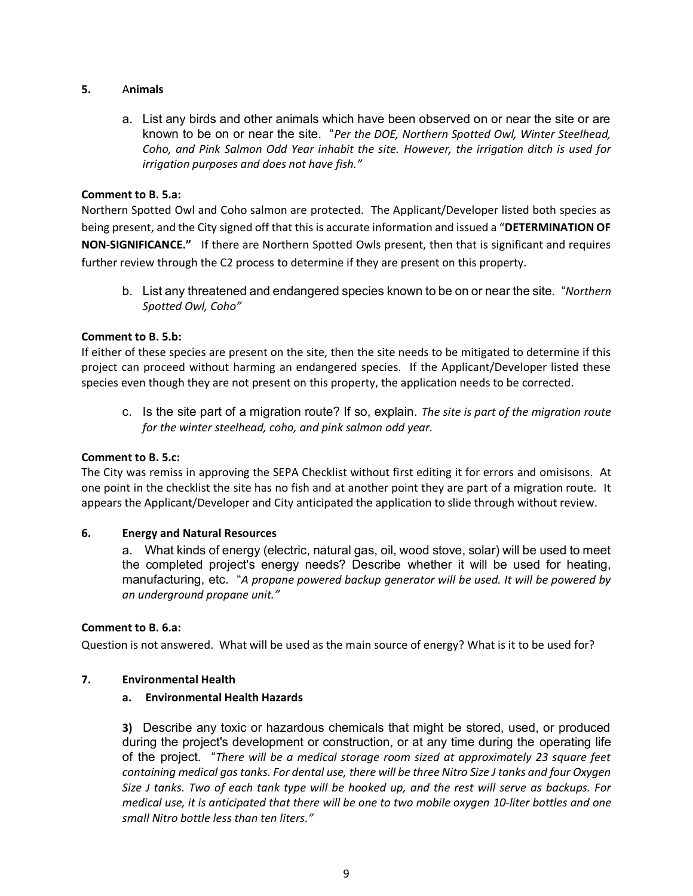**5. Animals**

a. List any birds and other animals which have been observed on or near the site or are known to be on or near the site. "*Per the DOE, Northern Spotted Owl, Winter Steelhead, Coho, and Pink Salmon Odd Year inhabit the site. However, the irrigation ditch is used for irrigation purposes and does not have fish.*"

**Comment to B. 5.a:**

Northern Spotted Owl and Coho salmon are protected. The Applicant/Developer listed both species as being present, and the City signed off that this is accurate information and issued a "**DETERMINATION OF NON-SIGNIFICANCE.**" If there are Northern Spotted Owls present, then that is significant and requires further review through the C2 process to determine if they are present on this property.

b. List any threatened and endangered species known to be on or near the site. "*Northern Spotted Owl, Coho*"

**Comment to B. 5.b:**

If either of these species are present on the site, then the site needs to be mitigated to determine if this project can proceed without harming an endangered species. If the Applicant/Developer listed these species even though they are not present on this property, the application needs to be corrected.

c. Is the site part of a migration route? If so, explain. *The site is part of the migration route for the winter steelhead, coho, and pink salmon odd year.*

**Comment to B. 5.c:**

The City was remiss in approving the SEPA Checklist without first editing it for errors and omisisons. At one point in the checklist the site has no fish and at another point they are part of a migration route. It appears the Applicant/Developer and City anticipated the application to slide through without review.

**6. Energy and Natural Resources**

a. What kinds of energy (electric, natural gas, oil, wood stove, solar) will be used to meet the completed project's energy needs? Describe whether it will be used for heating, manufacturing, etc. "*A propane powered backup generator will be used. It will be powered by an underground propane unit.*"

**Comment to B. 6.a:**

Question is not answered. What will be used as the main source of energy? What is it to be used for?

**7. Environmental Health**

**a. Environmental Health Hazards**

**3)** Describe any toxic or hazardous chemicals that might be stored, used, or produced during the project's development or construction, or at any time during the operating life of the project. "*There will be a medical storage room sized at approximately 23 square feet containing medical gas tanks. For dental use, there will be three Nitro Size J tanks and four Oxygen Size J tanks. Two of each tank type will be hooked up, and the rest will serve as backups. For medical use, it is anticipated that there will be one to two mobile oxygen 10-liter bottles and one small Nitro bottle less than ten liters.*"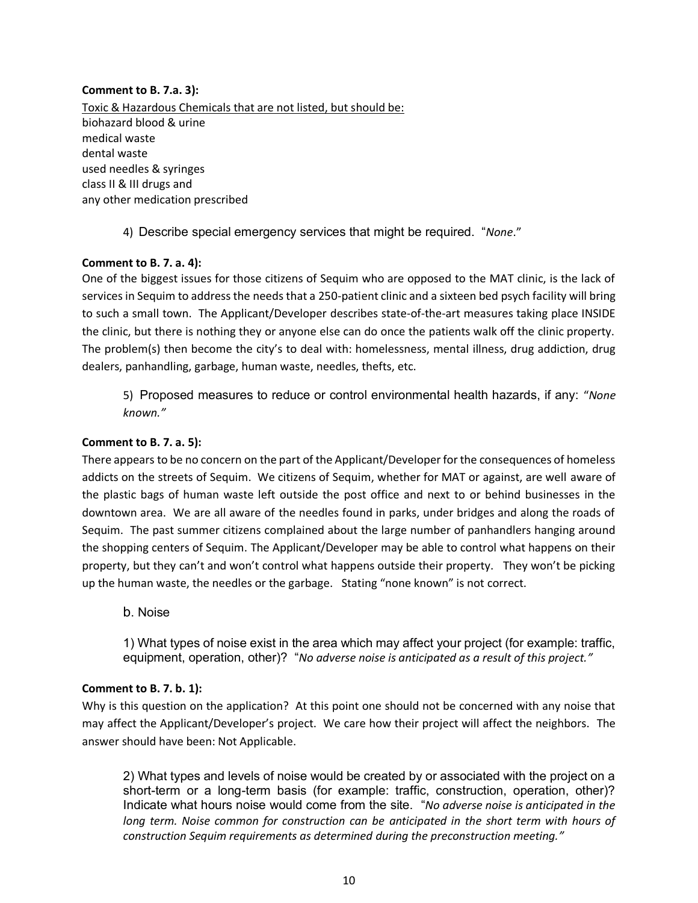**Comment to B. 7.a. 3):**

Toxic & Hazardous Chemicals that are not listed, but should be:
biohazard blood & urine
medical waste
dental waste
used needles & syringes
class II & III drugs and
any other medication prescribed

4) Describe special emergency services that might be required. "*None*."

**Comment to B. 7. a. 4):**

One of the biggest issues for those citizens of Sequim who are opposed to the MAT clinic, is the lack of services in Sequim to address the needs that a 250-patient clinic and a sixteen bed psych facility will bring to such a small town. The Applicant/Developer describes state-of-the-art measures taking place INSIDE the clinic, but there is nothing they or anyone else can do once the patients walk off the clinic property. The problem(s) then become the city's to deal with: homelessness, mental illness, drug addiction, drug dealers, panhandling, garbage, human waste, needles, thefts, etc.

5) Proposed measures to reduce or control environmental health hazards, if any: "*None known.*"

**Comment to B. 7. a. 5):**

There appears to be no concern on the part of the Applicant/Developer for the consequences of homeless addicts on the streets of Sequim. We citizens of Sequim, whether for MAT or against, are well aware of the plastic bags of human waste left outside the post office and next to or behind businesses in the downtown area. We are all aware of the needles found in parks, under bridges and along the roads of Sequim. The past summer citizens complained about the large number of panhandlers hanging around the shopping centers of Sequim. The Applicant/Developer may be able to control what happens on their property, but they can't and won't control what happens outside their property. They won't be picking up the human waste, the needles or the garbage. Stating "none known" is not correct.

b. Noise

1) What types of noise exist in the area which may affect your project (for example: traffic, equipment, operation, other)? "*No adverse noise is anticipated as a result of this project.*"

**Comment to B. 7. b. 1):**

Why is this question on the application? At this point one should not be concerned with any noise that may affect the Applicant/Developer's project. We care how their project will affect the neighbors. The answer should have been: Not Applicable.

2) What types and levels of noise would be created by or associated with the project on a short-term or a long-term basis (for example: traffic, construction, operation, other)? Indicate what hours noise would come from the site. "*No adverse noise is anticipated in the long term. Noise common for construction can be anticipated in the short term with hours of construction Sequim requirements as determined during the preconstruction meeting.*"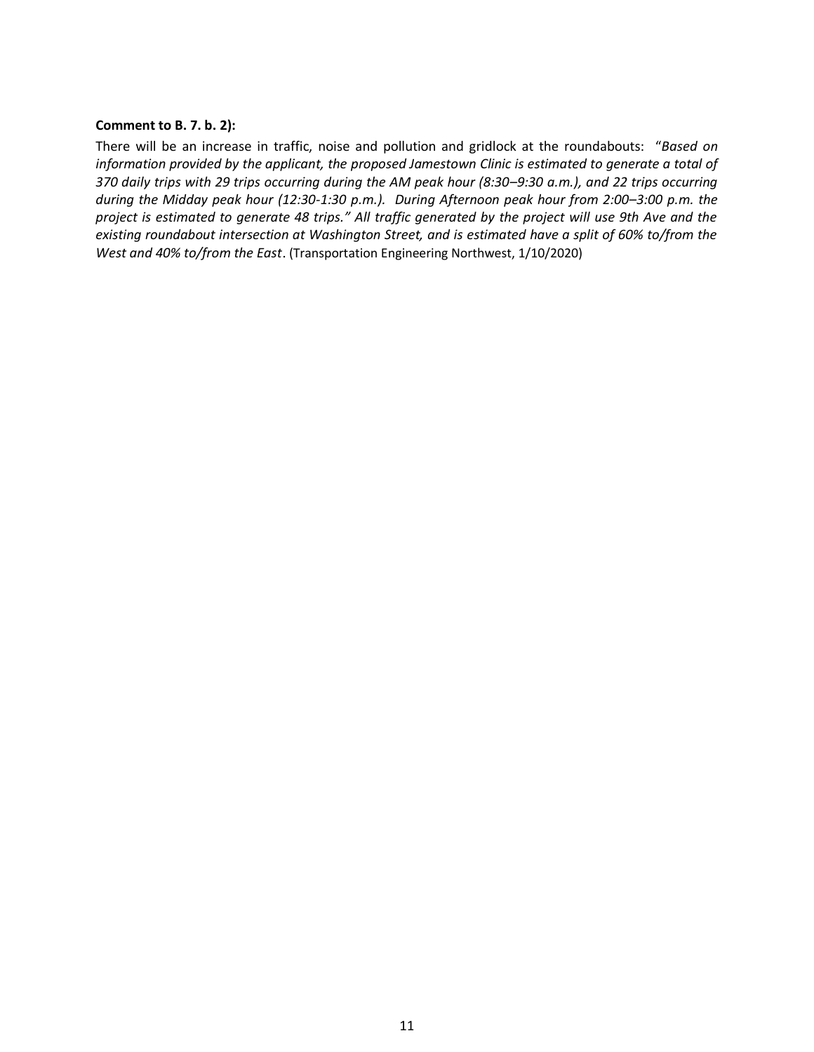**Comment to B. 7. b. 2):**

There will be an increase in traffic, noise and pollution and gridlock at the roundabouts: "*Based on information provided by the applicant, the proposed Jamestown Clinic is estimated to generate a total of 370 daily trips with 29 trips occurring during the AM peak hour (8:30–9:30 a.m.), and 22 trips occurring during the Midday peak hour (12:30-1:30 p.m.). During Afternoon peak hour from 2:00–3:00 p.m. the project is estimated to generate 48 trips." All traffic generated by the project will use 9th Ave and the existing roundabout intersection at Washington Street, and is estimated have a split of 60% to/from the West and 40% to/from the East*. (Transportation Engineering Northwest, 1/10/2020)